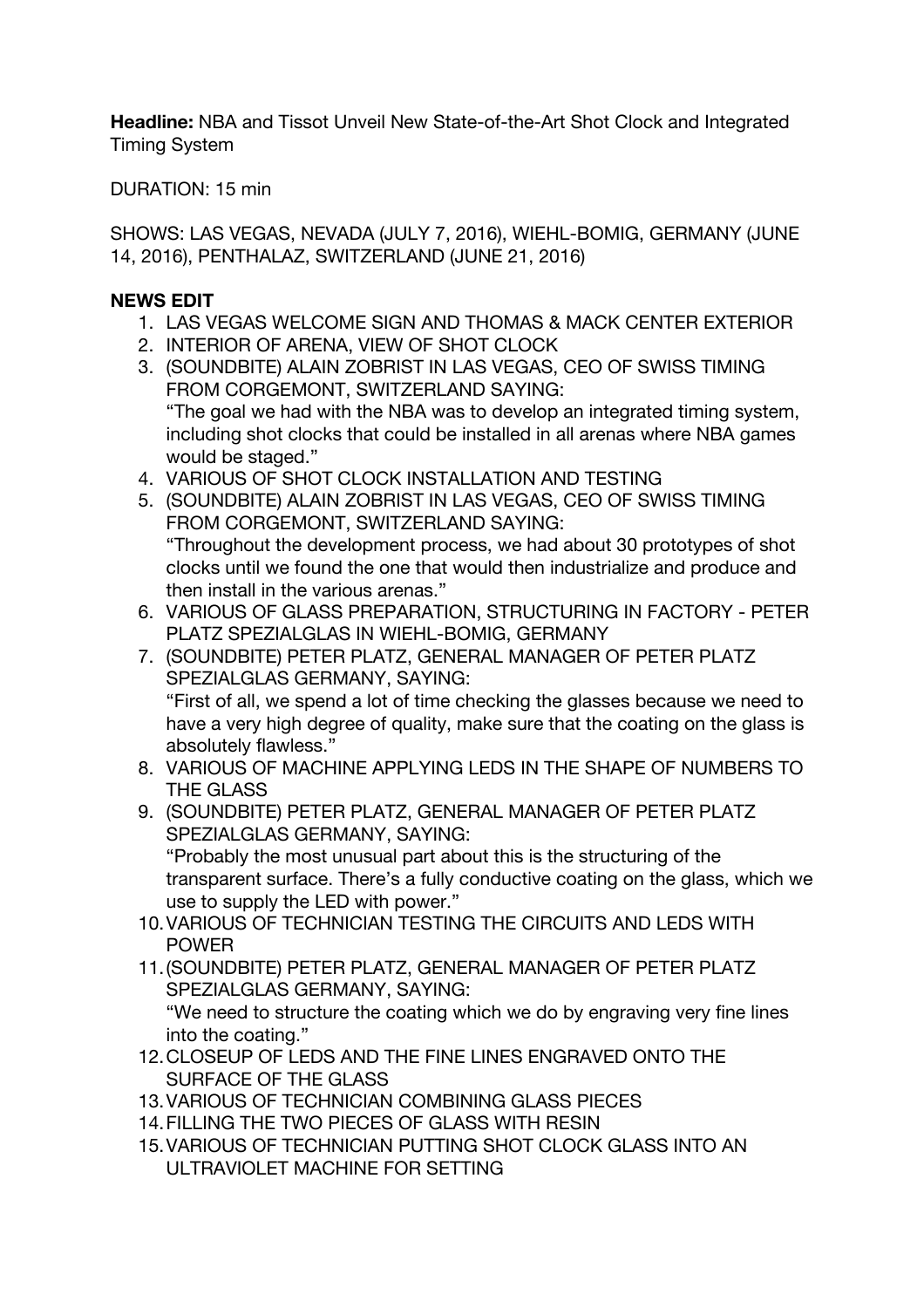**Headline:** NBA and Tissot Unveil New State-of-the-Art Shot Clock and Integrated Timing System

DURATION: 15 min

SHOWS: LAS VEGAS, NEVADA (JULY 7, 2016), WIEHL-BOMIG, GERMANY (JUNE 14, 2016), PENTHALAZ, SWITZERLAND (JUNE 21, 2016)

**NEWS EDIT**

1. LAS VEGAS WELCOME SIGN AND THOMAS & MACK CENTER EXTERIOR
2. INTERIOR OF ARENA, VIEW OF SHOT CLOCK
3. (SOUNDBITE) ALAIN ZOBRIST IN LAS VEGAS, CEO OF SWISS TIMING FROM CORGEMONT, SWITZERLAND SAYING:
   "The goal we had with the NBA was to develop an integrated timing system, including shot clocks that could be installed in all arenas where NBA games would be staged."
4. VARIOUS OF SHOT CLOCK INSTALLATION AND TESTING
5. (SOUNDBITE) ALAIN ZOBRIST IN LAS VEGAS, CEO OF SWISS TIMING FROM CORGEMONT, SWITZERLAND SAYING:
   "Throughout the development process, we had about 30 prototypes of shot clocks until we found the one that would then industrialize and produce and then install in the various arenas."
6. VARIOUS OF GLASS PREPARATION, STRUCTURING IN FACTORY - PETER PLATZ SPEZIALGLAS IN WIEHL-BOMIG, GERMANY
7. (SOUNDBITE) PETER PLATZ, GENERAL MANAGER OF PETER PLATZ SPEZIALGLAS GERMANY, SAYING:
   "First of all, we spend a lot of time checking the glasses because we need to have a very high degree of quality, make sure that the coating on the glass is absolutely flawless."
8. VARIOUS OF MACHINE APPLYING LEDS IN THE SHAPE OF NUMBERS TO THE GLASS
9. (SOUNDBITE) PETER PLATZ, GENERAL MANAGER OF PETER PLATZ SPEZIALGLAS GERMANY, SAYING:
   "Probably the most unusual part about this is the structuring of the transparent surface. There's a fully conductive coating on the glass, which we use to supply the LED with power."
10. VARIOUS OF TECHNICIAN TESTING THE CIRCUITS AND LEDS WITH POWER
11. (SOUNDBITE) PETER PLATZ, GENERAL MANAGER OF PETER PLATZ SPEZIALGLAS GERMANY, SAYING:
    "We need to structure the coating which we do by engraving very fine lines into the coating."
12. CLOSEUP OF LEDS AND THE FINE LINES ENGRAVED ONTO THE SURFACE OF THE GLASS
13. VARIOUS OF TECHNICIAN COMBINING GLASS PIECES
14. FILLING THE TWO PIECES OF GLASS WITH RESIN
15. VARIOUS OF TECHNICIAN PUTTING SHOT CLOCK GLASS INTO AN ULTRAVIOLET MACHINE FOR SETTING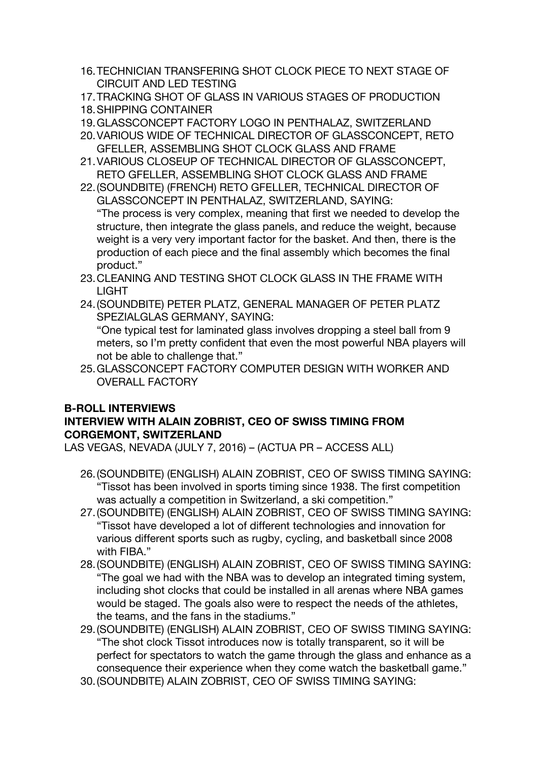16. TECHNICIAN TRANSFERING SHOT CLOCK PIECE TO NEXT STAGE OF CIRCUIT AND LED TESTING
17. TRACKING SHOT OF GLASS IN VARIOUS STAGES OF PRODUCTION
18. SHIPPING CONTAINER
19. GLASSCONCEPT FACTORY LOGO IN PENTHALAZ, SWITZERLAND
20. VARIOUS WIDE OF TECHNICAL DIRECTOR OF GLASSCONCEPT, RETO GFELLER, ASSEMBLING SHOT CLOCK GLASS AND FRAME
21. VARIOUS CLOSEUP OF TECHNICAL DIRECTOR OF GLASSCONCEPT, RETO GFELLER, ASSEMBLING SHOT CLOCK GLASS AND FRAME
22. (SOUNDBITE) (FRENCH) RETO GFELLER, TECHNICAL DIRECTOR OF GLASSCONCEPT IN PENTHALAZ, SWITZERLAND, SAYING:
    "The process is very complex, meaning that first we needed to develop the structure, then integrate the glass panels, and reduce the weight, because weight is a very very important factor for the basket. And then, there is the production of each piece and the final assembly which becomes the final product."
23. CLEANING AND TESTING SHOT CLOCK GLASS IN THE FRAME WITH LIGHT
24. (SOUNDBITE) PETER PLATZ, GENERAL MANAGER OF PETER PLATZ SPEZIALGLAS GERMANY, SAYING:
    "One typical test for laminated glass involves dropping a steel ball from 9 meters, so I'm pretty confident that even the most powerful NBA players will not be able to challenge that."
25. GLASSCONCEPT FACTORY COMPUTER DESIGN WITH WORKER AND OVERALL FACTORY

**B-ROLL INTERVIEWS**

**INTERVIEW WITH ALAIN ZOBRIST, CEO OF SWISS TIMING FROM CORGEMONT, SWITZERLAND**

LAS VEGAS, NEVADA (JULY 7, 2016) – (ACTUA PR – ACCESS ALL)

26. (SOUNDBITE) (ENGLISH) ALAIN ZOBRIST, CEO OF SWISS TIMING SAYING:
    "Tissot has been involved in sports timing since 1938. The first competition was actually a competition in Switzerland, a ski competition."
27. (SOUNDBITE) (ENGLISH) ALAIN ZOBRIST, CEO OF SWISS TIMING SAYING:
    "Tissot have developed a lot of different technologies and innovation for various different sports such as rugby, cycling, and basketball since 2008 with FIBA."
28. (SOUNDBITE) (ENGLISH) ALAIN ZOBRIST, CEO OF SWISS TIMING SAYING:
    "The goal we had with the NBA was to develop an integrated timing system, including shot clocks that could be installed in all arenas where NBA games would be staged. The goals also were to respect the needs of the athletes, the teams, and the fans in the stadiums."
29. (SOUNDBITE) (ENGLISH) ALAIN ZOBRIST, CEO OF SWISS TIMING SAYING:
    "The shot clock Tissot introduces now is totally transparent, so it will be perfect for spectators to watch the game through the glass and enhance as a consequence their experience when they come watch the basketball game."
30. (SOUNDBITE) ALAIN ZOBRIST, CEO OF SWISS TIMING SAYING: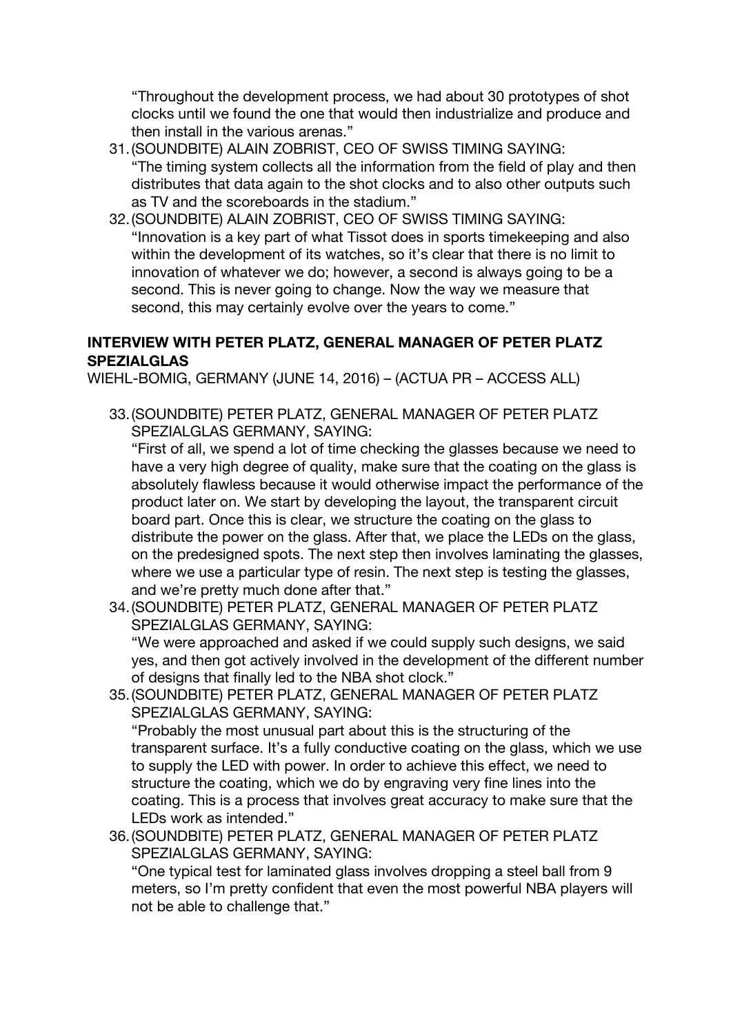"Throughout the development process, we had about 30 prototypes of shot clocks until we found the one that would then industrialize and produce and then install in the various arenas."

31. (SOUNDBITE) ALAIN ZOBRIST, CEO OF SWISS TIMING SAYING:
"The timing system collects all the information from the field of play and then distributes that data again to the shot clocks and to also other outputs such as TV and the scoreboards in the stadium."
32. (SOUNDBITE) ALAIN ZOBRIST, CEO OF SWISS TIMING SAYING:
"Innovation is a key part of what Tissot does in sports timekeeping and also within the development of its watches, so it's clear that there is no limit to innovation of whatever we do; however, a second is always going to be a second. This is never going to change. Now the way we measure that second, this may certainly evolve over the years to come."

**INTERVIEW WITH PETER PLATZ, GENERAL MANAGER OF PETER PLATZ SPEZIALGLAS**

WIEHL-BOMIG, GERMANY (JUNE 14, 2016) – (ACTUA PR – ACCESS ALL)

33. (SOUNDBITE) PETER PLATZ, GENERAL MANAGER OF PETER PLATZ SPEZIALGLAS GERMANY, SAYING:
"First of all, we spend a lot of time checking the glasses because we need to have a very high degree of quality, make sure that the coating on the glass is absolutely flawless because it would otherwise impact the performance of the product later on. We start by developing the layout, the transparent circuit board part. Once this is clear, we structure the coating on the glass to distribute the power on the glass. After that, we place the LEDs on the glass, on the predesigned spots. The next step then involves laminating the glasses, where we use a particular type of resin. The next step is testing the glasses, and we're pretty much done after that."
34. (SOUNDBITE) PETER PLATZ, GENERAL MANAGER OF PETER PLATZ SPEZIALGLAS GERMANY, SAYING:
"We were approached and asked if we could supply such designs, we said yes, and then got actively involved in the development of the different number of designs that finally led to the NBA shot clock."
35. (SOUNDBITE) PETER PLATZ, GENERAL MANAGER OF PETER PLATZ SPEZIALGLAS GERMANY, SAYING:
"Probably the most unusual part about this is the structuring of the transparent surface. It's a fully conductive coating on the glass, which we use to supply the LED with power. In order to achieve this effect, we need to structure the coating, which we do by engraving very fine lines into the coating. This is a process that involves great accuracy to make sure that the LEDs work as intended."
36. (SOUNDBITE) PETER PLATZ, GENERAL MANAGER OF PETER PLATZ SPEZIALGLAS GERMANY, SAYING:
"One typical test for laminated glass involves dropping a steel ball from 9 meters, so I'm pretty confident that even the most powerful NBA players will not be able to challenge that."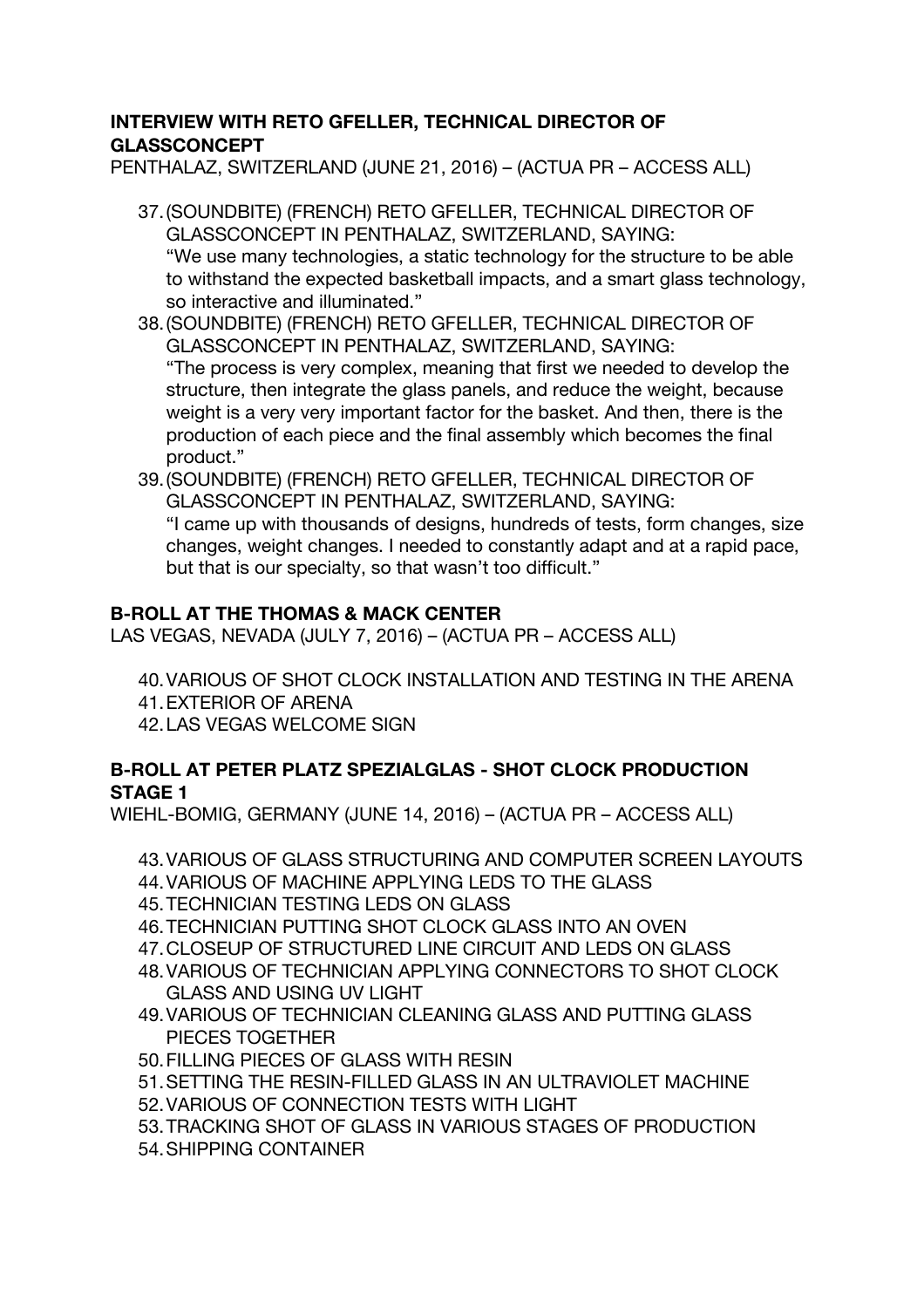**INTERVIEW WITH RETO GFELLER, TECHNICAL DIRECTOR OF GLASSCONCEPT**
PENTHALAZ, SWITZERLAND (JUNE 21, 2016) – (ACTUA PR – ACCESS ALL)

37. (SOUNDBITE) (FRENCH) RETO GFELLER, TECHNICAL DIRECTOR OF GLASSCONCEPT IN PENTHALAZ, SWITZERLAND, SAYING:
"We use many technologies, a static technology for the structure to be able to withstand the expected basketball impacts, and a smart glass technology, so interactive and illuminated."
38. (SOUNDBITE) (FRENCH) RETO GFELLER, TECHNICAL DIRECTOR OF GLASSCONCEPT IN PENTHALAZ, SWITZERLAND, SAYING:
"The process is very complex, meaning that first we needed to develop the structure, then integrate the glass panels, and reduce the weight, because weight is a very very important factor for the basket. And then, there is the production of each piece and the final assembly which becomes the final product."
39. (SOUNDBITE) (FRENCH) RETO GFELLER, TECHNICAL DIRECTOR OF GLASSCONCEPT IN PENTHALAZ, SWITZERLAND, SAYING:
"I came up with thousands of designs, hundreds of tests, form changes, size changes, weight changes. I needed to constantly adapt and at a rapid pace, but that is our specialty, so that wasn't too difficult."

**B-ROLL AT THE THOMAS & MACK CENTER**
LAS VEGAS, NEVADA (JULY 7, 2016) – (ACTUA PR – ACCESS ALL)

40. VARIOUS OF SHOT CLOCK INSTALLATION AND TESTING IN THE ARENA
41. EXTERIOR OF ARENA
42. LAS VEGAS WELCOME SIGN

**B-ROLL AT PETER PLATZ SPEZIALGLAS - SHOT CLOCK PRODUCTION STAGE 1**
WIEHL-BOMIG, GERMANY (JUNE 14, 2016) – (ACTUA PR – ACCESS ALL)

43. VARIOUS OF GLASS STRUCTURING AND COMPUTER SCREEN LAYOUTS
44. VARIOUS OF MACHINE APPLYING LEDS TO THE GLASS
45. TECHNICIAN TESTING LEDS ON GLASS
46. TECHNICIAN PUTTING SHOT CLOCK GLASS INTO AN OVEN
47. CLOSEUP OF STRUCTURED LINE CIRCUIT AND LEDS ON GLASS
48. VARIOUS OF TECHNICIAN APPLYING CONNECTORS TO SHOT CLOCK GLASS AND USING UV LIGHT
49. VARIOUS OF TECHNICIAN CLEANING GLASS AND PUTTING GLASS PIECES TOGETHER
50. FILLING PIECES OF GLASS WITH RESIN
51. SETTING THE RESIN-FILLED GLASS IN AN ULTRAVIOLET MACHINE
52. VARIOUS OF CONNECTION TESTS WITH LIGHT
53. TRACKING SHOT OF GLASS IN VARIOUS STAGES OF PRODUCTION
54. SHIPPING CONTAINER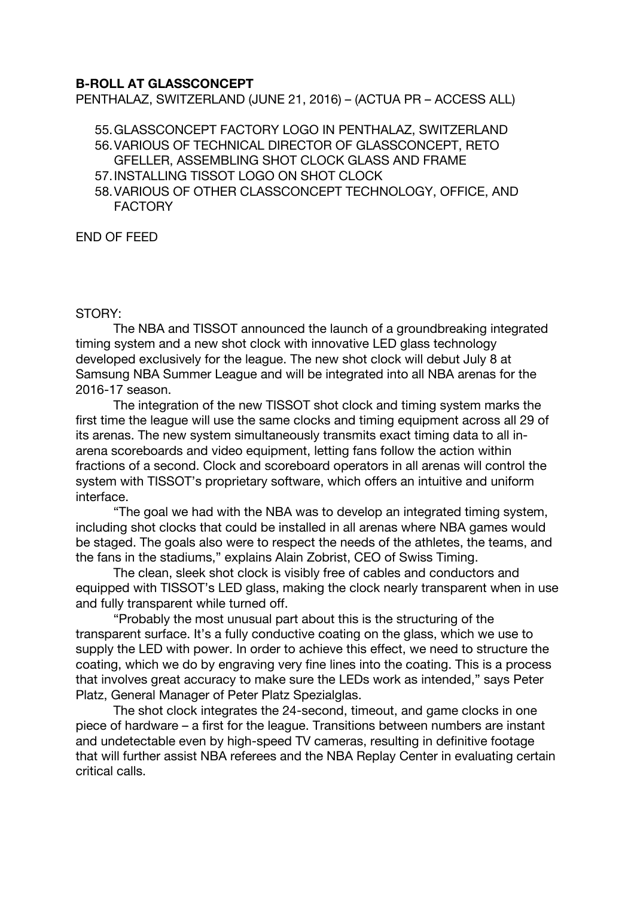**B-ROLL AT GLASSCONCEPT**

PENTHALAZ, SWITZERLAND (JUNE 21, 2016) – (ACTUA PR – ACCESS ALL)

55. GLASSCONCEPT FACTORY LOGO IN PENTHALAZ, SWITZERLAND
56. VARIOUS OF TECHNICAL DIRECTOR OF GLASSCONCEPT, RETO GFELLER, ASSEMBLING SHOT CLOCK GLASS AND FRAME
57. INSTALLING TISSOT LOGO ON SHOT CLOCK
58. VARIOUS OF OTHER CLASSCONCEPT TECHNOLOGY, OFFICE, AND FACTORY

END OF FEED

STORY:

The NBA and TISSOT announced the launch of a groundbreaking integrated timing system and a new shot clock with innovative LED glass technology developed exclusively for the league. The new shot clock will debut July 8 at Samsung NBA Summer League and will be integrated into all NBA arenas for the 2016-17 season.

The integration of the new TISSOT shot clock and timing system marks the first time the league will use the same clocks and timing equipment across all 29 of its arenas. The new system simultaneously transmits exact timing data to all in-arena scoreboards and video equipment, letting fans follow the action within fractions of a second. Clock and scoreboard operators in all arenas will control the system with TISSOT's proprietary software, which offers an intuitive and uniform interface.

"The goal we had with the NBA was to develop an integrated timing system, including shot clocks that could be installed in all arenas where NBA games would be staged. The goals also were to respect the needs of the athletes, the teams, and the fans in the stadiums," explains Alain Zobrist, CEO of Swiss Timing.

The clean, sleek shot clock is visibly free of cables and conductors and equipped with TISSOT's LED glass, making the clock nearly transparent when in use and fully transparent while turned off.

"Probably the most unusual part about this is the structuring of the transparent surface. It's a fully conductive coating on the glass, which we use to supply the LED with power. In order to achieve this effect, we need to structure the coating, which we do by engraving very fine lines into the coating. This is a process that involves great accuracy to make sure the LEDs work as intended," says Peter Platz, General Manager of Peter Platz Spezialglas.

The shot clock integrates the 24-second, timeout, and game clocks in one piece of hardware – a first for the league. Transitions between numbers are instant and undetectable even by high-speed TV cameras, resulting in definitive footage that will further assist NBA referees and the NBA Replay Center in evaluating certain critical calls.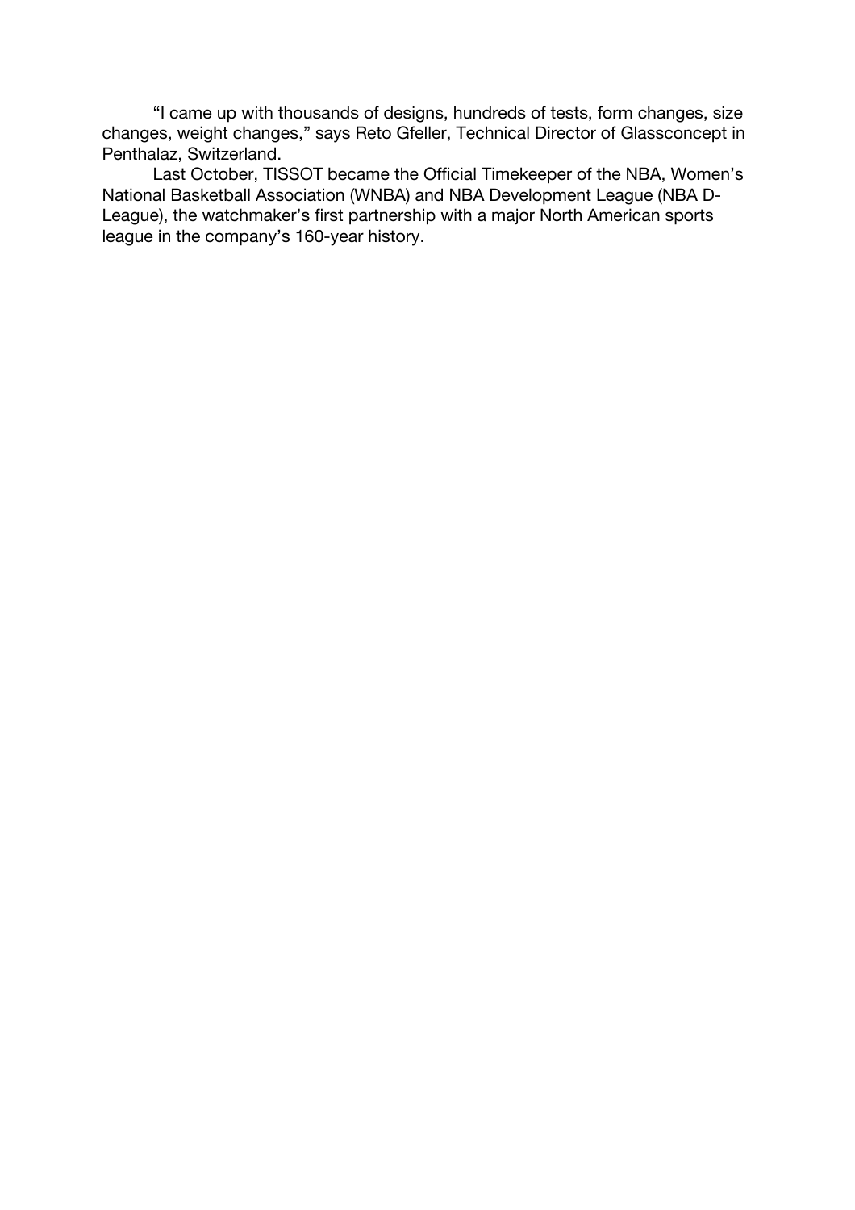"I came up with thousands of designs, hundreds of tests, form changes, size changes, weight changes," says Reto Gfeller, Technical Director of Glassconcept in Penthalaz, Switzerland.

Last October, TISSOT became the Official Timekeeper of the NBA, Women's National Basketball Association (WNBA) and NBA Development League (NBA D-League), the watchmaker's first partnership with a major North American sports league in the company's 160-year history.